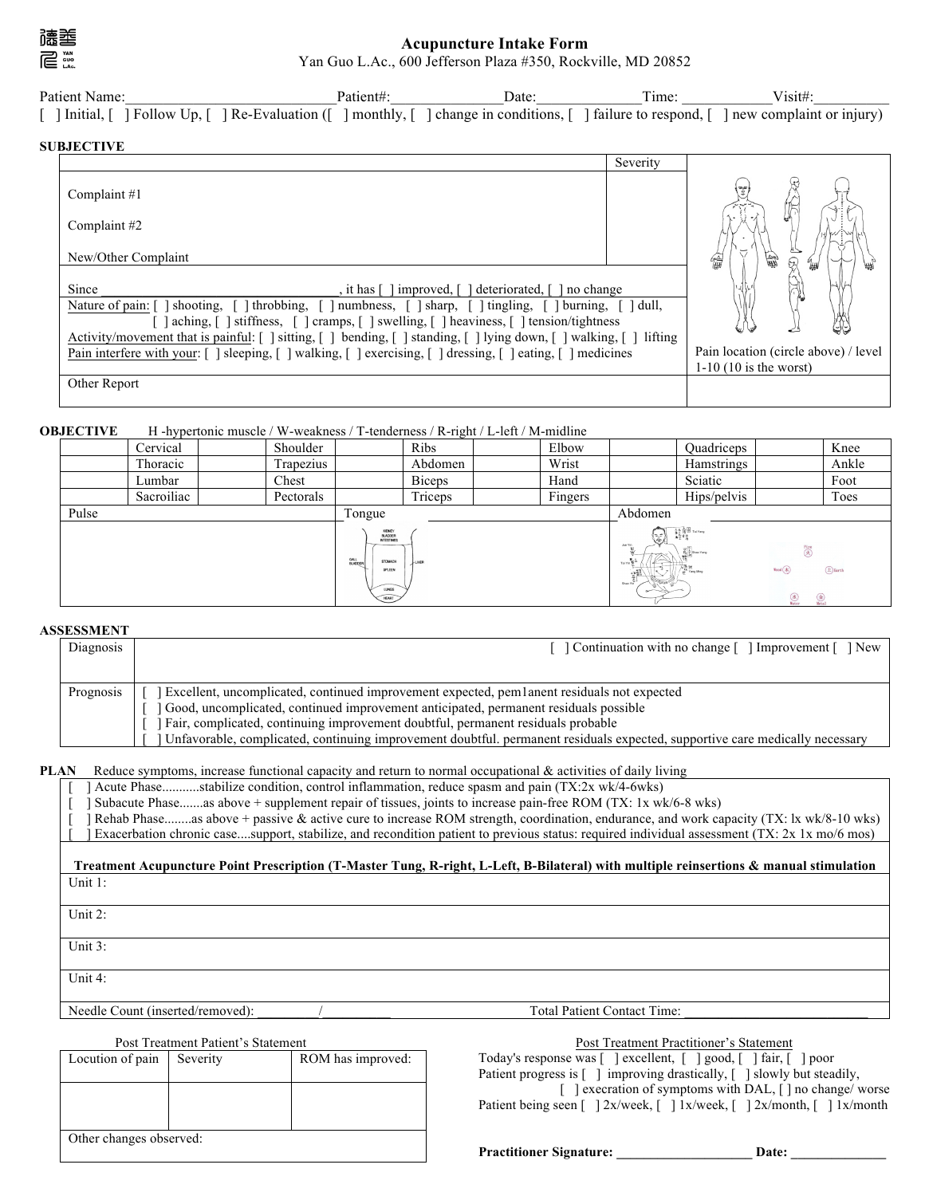# Acupuncture Intake Form

Yan Guo L.Ac., 600 Jefferson Plaza #350, Rockville, MD 20852

Patient Name:____________________________ Patient#:______________ Date:_____________ Time: ____________ Visit#:__________

[ ] Initial, [ ] Follow Up, [ ] Re-Evaluation ([ ] monthly, [ ] change in conditions, [ ] failure to respond, [ ] new complaint or injury)

## SUBJECTIVE

| | Severity | |
|---|---|---|
| Complaint #1<br><br>Complaint #2<br><br>New/Other Complaint | | |
| Since ________________________________, it has [ ] improved, [ ] deteriorated, [ ] no change<br>Nature of pain: [ ] shooting, [ ] throbbing, [ ] numbness, [ ] sharp, [ ] tingling, [ ] burning, [ ] dull, [ ] aching, [ ] stiffness, [ ] cramps, [ ] swelling, [ ] heaviness, [ ] tension/tightness<br>Activity/movement that is painful: [ ] sitting, [ ] bending, [ ] standing, [ ] lying down, [ ] walking, [ ] lifting<br>Pain interfere with your: [ ] sleeping, [ ] walking, [ ] exercising, [ ] dressing, [ ] eating, [ ] medicines | | Pain location (circle above) / level 1-10 (10 is the worst) |
| Other Report | | |

## OBJECTIVE

H -hypertonic muscle / W-weakness / T-tenderness / R-right / L-left / M-midline

| | Cervical | | Shoulder | | Ribs | | Elbow | | Quadriceps | | Knee |
|---|---|---|---|---|---|---|---|---|---|---|---|
| | Thoracic | | Trapezius | | Abdomen | | Wrist | | Hamstrings | | Ankle |
| | Lumbar | | Chest | | Biceps | | Hand | | Sciatic | | Foot |
| | Sacroiliac | | Pectorals | | Triceps | | Fingers | | Hips/pelvis | | Toes |

| Pulse | Tongue | Abdomen |
|---|---|---|
| | | |

## ASSESSMENT

| | |
|---|---|
| Diagnosis | [ ] Continuation with no change [ ] Improvement [ ] New |
| Prognosis | [ ] Excellent, uncomplicated, continued improvement expected, pem1anent residuals not expected<br>[ ] Good, uncomplicated, continued improvement anticipated, permanent residuals possible<br>[ ] Fair, complicated, continuing improvement doubtful, permanent residuals probable<br>[ ] Unfavorable, complicated, continuing improvement doubtful. permanent residuals expected, supportive care medically necessary |

## PLAN

Reduce symptoms, increase functional capacity and return to normal occupational & activities of daily living

- [ ] Acute Phase...........stabilize condition, control inflammation, reduce spasm and pain (TX:2x wk/4-6wks)
- [ ] Subacute Phase.......as above + supplement repair of tissues, joints to increase pain-free ROM (TX: 1x wk/6-8 wks)
- [ ] Rehab Phase........as above + passive & active cure to increase ROM strength, coordination, endurance, and work capacity (TX: lx wk/8-10 wks)
- [ ] Exacerbation chronic case....support, stabilize, and recondition patient to previous status: required individual assessment (TX: 2x 1x mo/6 mos)

**Treatment Acupuncture Point Prescription (T-Master Tung, R-right, L-Left, B-Bilateral) with multiple reinsertions & manual stimulation**

Unit 1:

Unit 2:

Unit 3:

Unit 4:

Needle Count (inserted/removed): _________/__________ Total Patient Contact Time: ___________________________

Post Treatment Patient's Statement

| Locution of pain | Severity | ROM has improved: |
|---|---|---|
| | | |
| Other changes observed: | | |

Post Treatment Practitioner's Statement

Today's response was [ ] excellent, [ ] good, [ ] fair, [ ] poor
Patient progress is [ ] improving drastically, [ ] slowly but steadily, [ ] execration of symptoms with DAL, [ ] no change/ worse
Patient being seen [ ] 2x/week, [ ] 1x/week, [ ] 2x/month, [ ] 1x/month

**Practitioner Signature: ____________________ Date: ______________**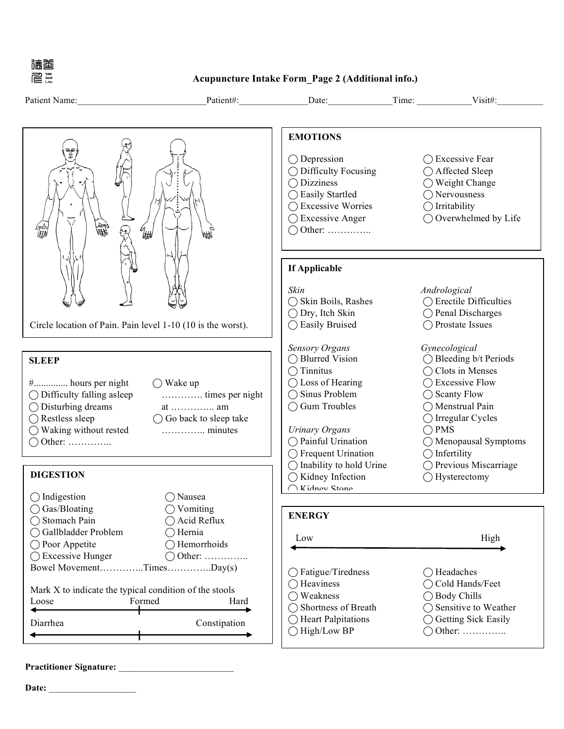**Acupuncture Intake Form_Page 2 (Additional info.)**

Patient Name:____________________________Patient#:_______________Date:______________Time: ____________Visit#:__________

Circle location of Pain. Pain level 1-10 (10 is the worst).

### SLEEP

- #.............. hours per night
- ◯ Difficulty falling asleep
- ◯ Disturbing dreams
- ◯ Restless sleep
- ◯ Waking without rested
- ◯ Other: …………..
- ◯ Wake up …………. times per night at ………….. am
- ◯ Go back to sleep take ………….. minutes

### DIGESTION

- ◯ Indigestion
- ◯ Gas/Bloating
- ◯ Stomach Pain
- ◯ Gallbladder Problem
- ◯ Poor Appetite
- ◯ Excessive Hunger
- ◯ Nausea
- ◯ Vomiting
- ◯ Acid Reflux
- ◯ Hernia
- ◯ Hemorrhoids
- ◯ Other: …………..

Bowel Movement…………..Times…………..Day(s)

Mark X to indicate the typical condition of the stools

Loose ←——— Formed ———→ Hard

Diarrhea ←——————→ Constipation

### EMOTIONS

- ◯ Depression
- ◯ Difficulty Focusing
- ◯ Dizziness
- ◯ Easily Startled
- ◯ Excessive Worries
- ◯ Excessive Anger
- ◯ Other: …………..
- ◯ Excessive Fear
- ◯ Affected Sleep
- ◯ Weight Change
- ◯ Nervousness
- ◯ Irritability
- ◯ Overwhelmed by Life

### If Applicable

*Skin*

- ◯ Skin Boils, Rashes
- ◯ Dry, Itch Skin
- ◯ Easily Bruised

*Sensory Organs*

- ◯ Blurred Vision
- ◯ Tinnitus
- ◯ Loss of Hearing
- ◯ Sinus Problem
- ◯ Gum Troubles

*Urinary Organs*

- ◯ Painful Urination
- ◯ Frequent Urination
- ◯ Inability to hold Urine
- ◯ Kidney Infection
- ◯ Kidney Stone

*Andrological*

- ◯ Erectile Difficulties
- ◯ Penal Discharges
- ◯ Prostate Issues

*Gynecological*

- ◯ Bleeding b/t Periods
- ◯ Clots in Menses
- ◯ Excessive Flow
- ◯ Scanty Flow
- ◯ Menstrual Pain
- ◯ Irregular Cycles
- ◯ PMS
- ◯ Menopausal Symptoms
- ◯ Infertility
- ◯ Previous Miscarriage
- ◯ Hysterectomy

### ENERGY

Low ←——————→ High

- ◯ Fatigue/Tiredness
- ◯ Heaviness
- ◯ Weakness
- ◯ Shortness of Breath
- ◯ Heart Palpitations
- ◯ High/Low BP
- ◯ Headaches
- ◯ Cold Hands/Feet
- ◯ Body Chills
- ◯ Sensitive to Weather
- ◯ Getting Sick Easily
- ◯ Other: …………..

**Practitioner Signature:** _________________________

**Date:** ___________________